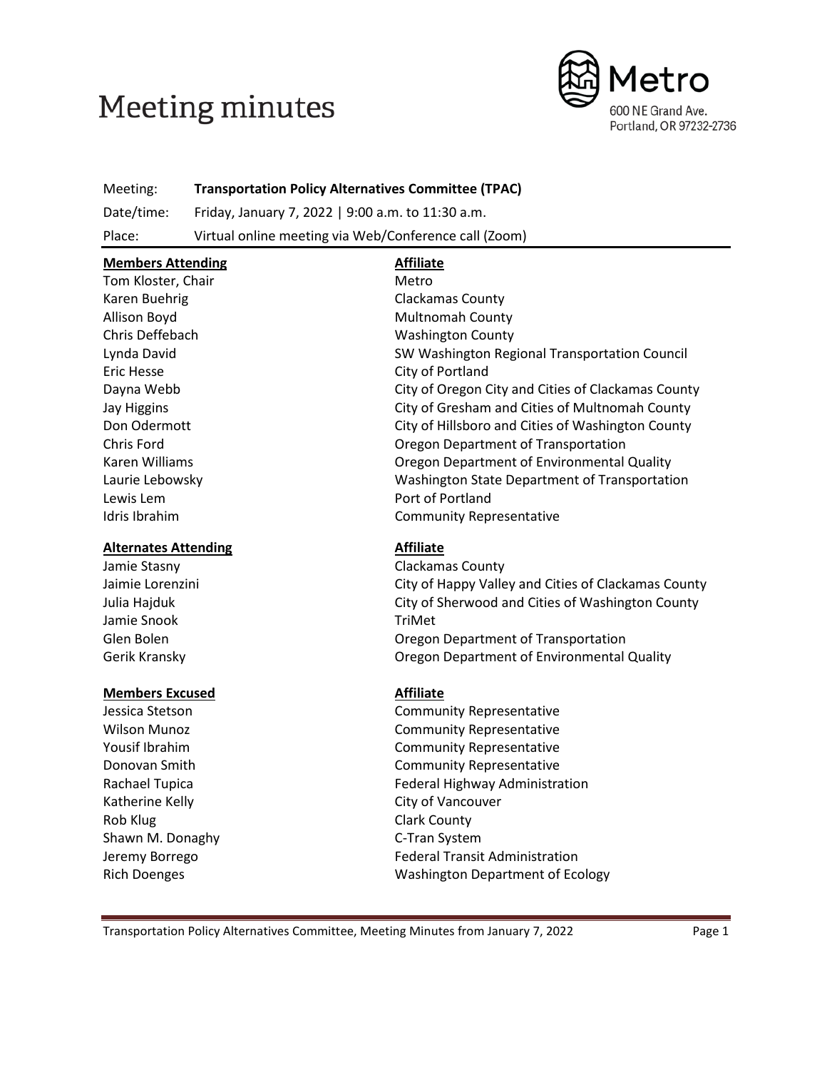# Meeting minutes

Metro
600 NE Grand Ave.
Portland, OR 97232-2736

| | |
|---|---|
| Meeting: | **Transportation Policy Alternatives Committee (TPAC)** |
| Date/time: | Friday, January 7, 2022 \| 9:00 a.m. to 11:30 a.m. |
| Place: | Virtual online meeting via Web/Conference call (Zoom) |

| **Members Attending** | **Affiliate** |
|---|---|
| Tom Kloster, Chair | Metro |
| Karen Buehrig | Clackamas County |
| Allison Boyd | Multnomah County |
| Chris Deffebach | Washington County |
| Lynda David | SW Washington Regional Transportation Council |
| Eric Hesse | City of Portland |
| Dayna Webb | City of Oregon City and Cities of Clackamas County |
| Jay Higgins | City of Gresham and Cities of Multnomah County |
| Don Odermott | City of Hillsboro and Cities of Washington County |
| Chris Ford | Oregon Department of Transportation |
| Karen Williams | Oregon Department of Environmental Quality |
| Laurie Lebowsky | Washington State Department of Transportation |
| Lewis Lem | Port of Portland |
| Idris Ibrahim | Community Representative |

| **Alternates Attending** | **Affiliate** |
|---|---|
| Jamie Stasny | Clackamas County |
| Jaimie Lorenzini | City of Happy Valley and Cities of Clackamas County |
| Julia Hajduk | City of Sherwood and Cities of Washington County |
| Jamie Snook | TriMet |
| Glen Bolen | Oregon Department of Transportation |
| Gerik Kransky | Oregon Department of Environmental Quality |

| **Members Excused** | **Affiliate** |
|---|---|
| Jessica Stetson | Community Representative |
| Wilson Munoz | Community Representative |
| Yousif Ibrahim | Community Representative |
| Donovan Smith | Community Representative |
| Rachael Tupica | Federal Highway Administration |
| Katherine Kelly | City of Vancouver |
| Rob Klug | Clark County |
| Shawn M. Donaghy | C-Tran System |
| Jeremy Borrego | Federal Transit Administration |
| Rich Doenges | Washington Department of Ecology |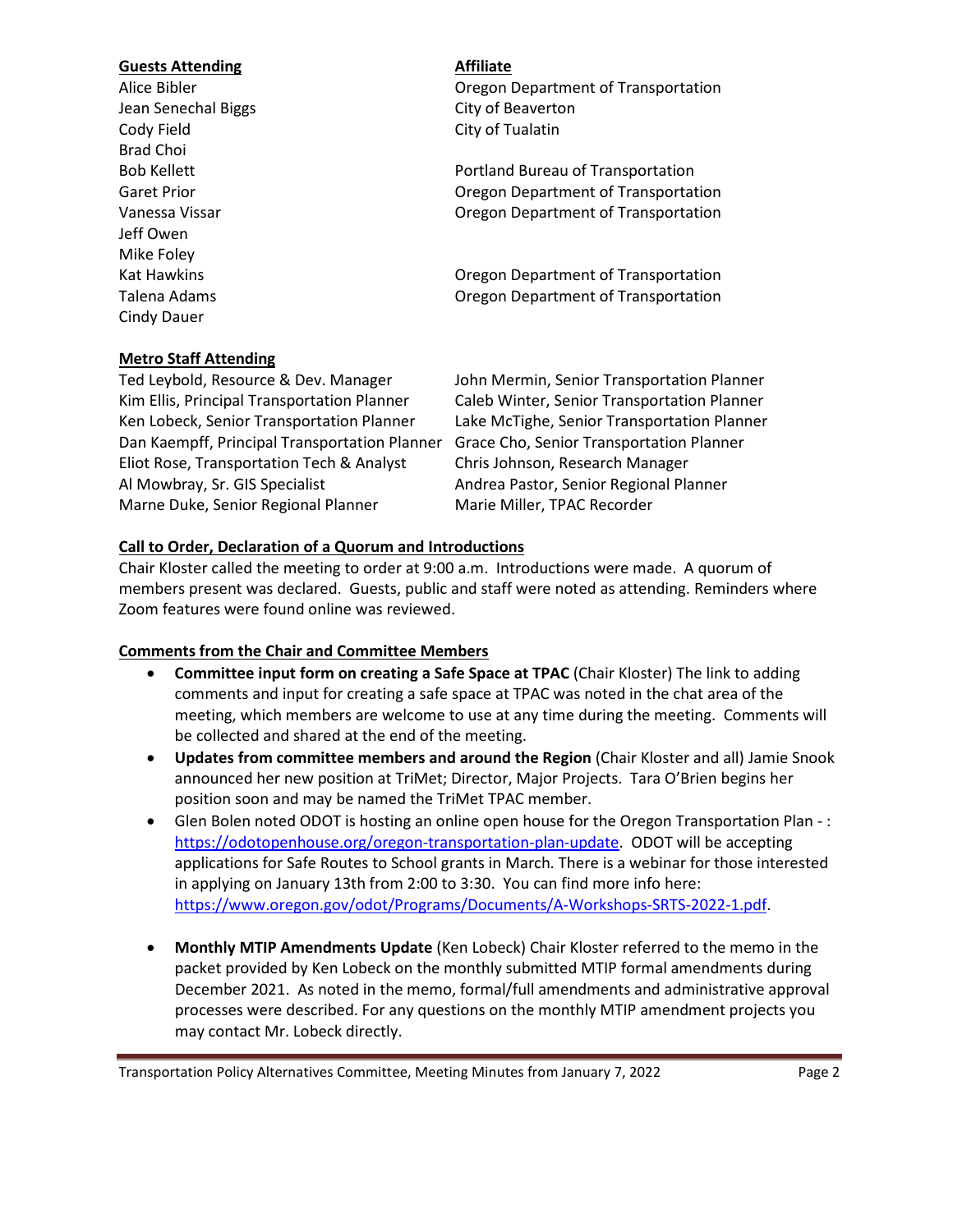| Guests Attending | Affiliate |
| --- | --- |
| Alice Bibler | Oregon Department of Transportation |
| Jean Senechal Biggs | City of Beaverton |
| Cody Field | City of Tualatin |
| Brad Choi | |
| Bob Kellett | Portland Bureau of Transportation |
| Garet Prior | Oregon Department of Transportation |
| Vanessa Vissar | Oregon Department of Transportation |
| Jeff Owen | |
| Mike Foley | |
| Kat Hawkins | Oregon Department of Transportation |
| Talena Adams | Oregon Department of Transportation |
| Cindy Dauer | |

**Metro Staff Attending**

| | |
| --- | --- |
| Ted Leybold, Resource & Dev. Manager | John Mermin, Senior Transportation Planner |
| Kim Ellis, Principal Transportation Planner | Caleb Winter, Senior Transportation Planner |
| Ken Lobeck, Senior Transportation Planner | Lake McTighe, Senior Transportation Planner |
| Dan Kaempff, Principal Transportation Planner | Grace Cho, Senior Transportation Planner |
| Eliot Rose, Transportation Tech & Analyst | Chris Johnson, Research Manager |
| Al Mowbray, Sr. GIS Specialist | Andrea Pastor, Senior Regional Planner |
| Marne Duke, Senior Regional Planner | Marie Miller, TPAC Recorder |

**Call to Order, Declaration of a Quorum and Introductions**

Chair Kloster called the meeting to order at 9:00 a.m. Introductions were made. A quorum of members present was declared. Guests, public and staff were noted as attending. Reminders where Zoom features were found online was reviewed.

**Comments from the Chair and Committee Members**

- **Committee input form on creating a Safe Space at TPAC** (Chair Kloster) The link to adding comments and input for creating a safe space at TPAC was noted in the chat area of the meeting, which members are welcome to use at any time during the meeting. Comments will be collected and shared at the end of the meeting.
- **Updates from committee members and around the Region** (Chair Kloster and all) Jamie Snook announced her new position at TriMet; Director, Major Projects. Tara O'Brien begins her position soon and may be named the TriMet TPAC member.
- Glen Bolen noted ODOT is hosting an online open house for the Oregon Transportation Plan - : https://odotopenhouse.org/oregon-transportation-plan-update. ODOT will be accepting applications for Safe Routes to School grants in March. There is a webinar for those interested in applying on January 13th from 2:00 to 3:30. You can find more info here: https://www.oregon.gov/odot/Programs/Documents/A-Workshops-SRTS-2022-1.pdf.
- **Monthly MTIP Amendments Update** (Ken Lobeck) Chair Kloster referred to the memo in the packet provided by Ken Lobeck on the monthly submitted MTIP formal amendments during December 2021. As noted in the memo, formal/full amendments and administrative approval processes were described. For any questions on the monthly MTIP amendment projects you may contact Mr. Lobeck directly.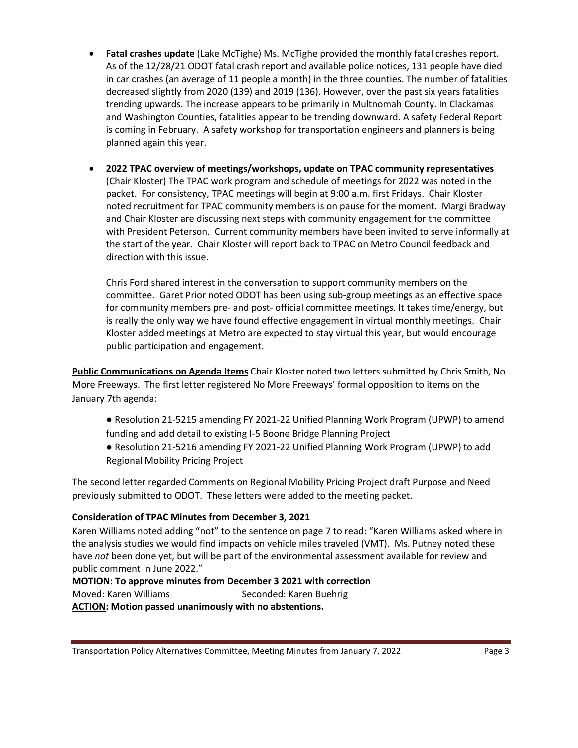- **Fatal crashes update** (Lake McTighe) Ms. McTighe provided the monthly fatal crashes report. As of the 12/28/21 ODOT fatal crash report and available police notices, 131 people have died in car crashes (an average of 11 people a month) in the three counties. The number of fatalities decreased slightly from 2020 (139) and 2019 (136). However, over the past six years fatalities trending upwards. The increase appears to be primarily in Multnomah County. In Clackamas and Washington Counties, fatalities appear to be trending downward. A safety Federal Report is coming in February. A safety workshop for transportation engineers and planners is being planned again this year.

- **2022 TPAC overview of meetings/workshops, update on TPAC community representatives** (Chair Kloster) The TPAC work program and schedule of meetings for 2022 was noted in the packet. For consistency, TPAC meetings will begin at 9:00 a.m. first Fridays. Chair Kloster noted recruitment for TPAC community members is on pause for the moment. Margi Bradway and Chair Kloster are discussing next steps with community engagement for the committee with President Peterson. Current community members have been invited to serve informally at the start of the year. Chair Kloster will report back to TPAC on Metro Council feedback and direction with this issue.

  Chris Ford shared interest in the conversation to support community members on the committee. Garet Prior noted ODOT has been using sub-group meetings as an effective space for community members pre- and post- official committee meetings. It takes time/energy, but is really the only way we have found effective engagement in virtual monthly meetings. Chair Kloster added meetings at Metro are expected to stay virtual this year, but would encourage public participation and engagement.

**<u>Public Communications on Agenda Items</u>** Chair Kloster noted two letters submitted by Chris Smith, No More Freeways. The first letter registered No More Freeways' formal opposition to items on the January 7th agenda:

- Resolution 21-5215 amending FY 2021-22 Unified Planning Work Program (UPWP) to amend funding and add detail to existing I-5 Boone Bridge Planning Project
- Resolution 21-5216 amending FY 2021-22 Unified Planning Work Program (UPWP) to add Regional Mobility Pricing Project

The second letter regarded Comments on Regional Mobility Pricing Project draft Purpose and Need previously submitted to ODOT. These letters were added to the meeting packet.

### <u>Consideration of TPAC Minutes from December 3, 2021</u>

Karen Williams noted adding "not" to the sentence on page 7 to read: "Karen Williams asked where in the analysis studies we would find impacts on vehicle miles traveled (VMT). Ms. Putney noted these have *not* been done yet, but will be part of the environmental assessment available for review and public comment in June 2022."

**<u>MOTION</u>: To approve minutes from December 3 2021 with correction**
Moved: Karen Williams Seconded: Karen Buehrig
**<u>ACTION</u>: Motion passed unanimously with no abstentions.**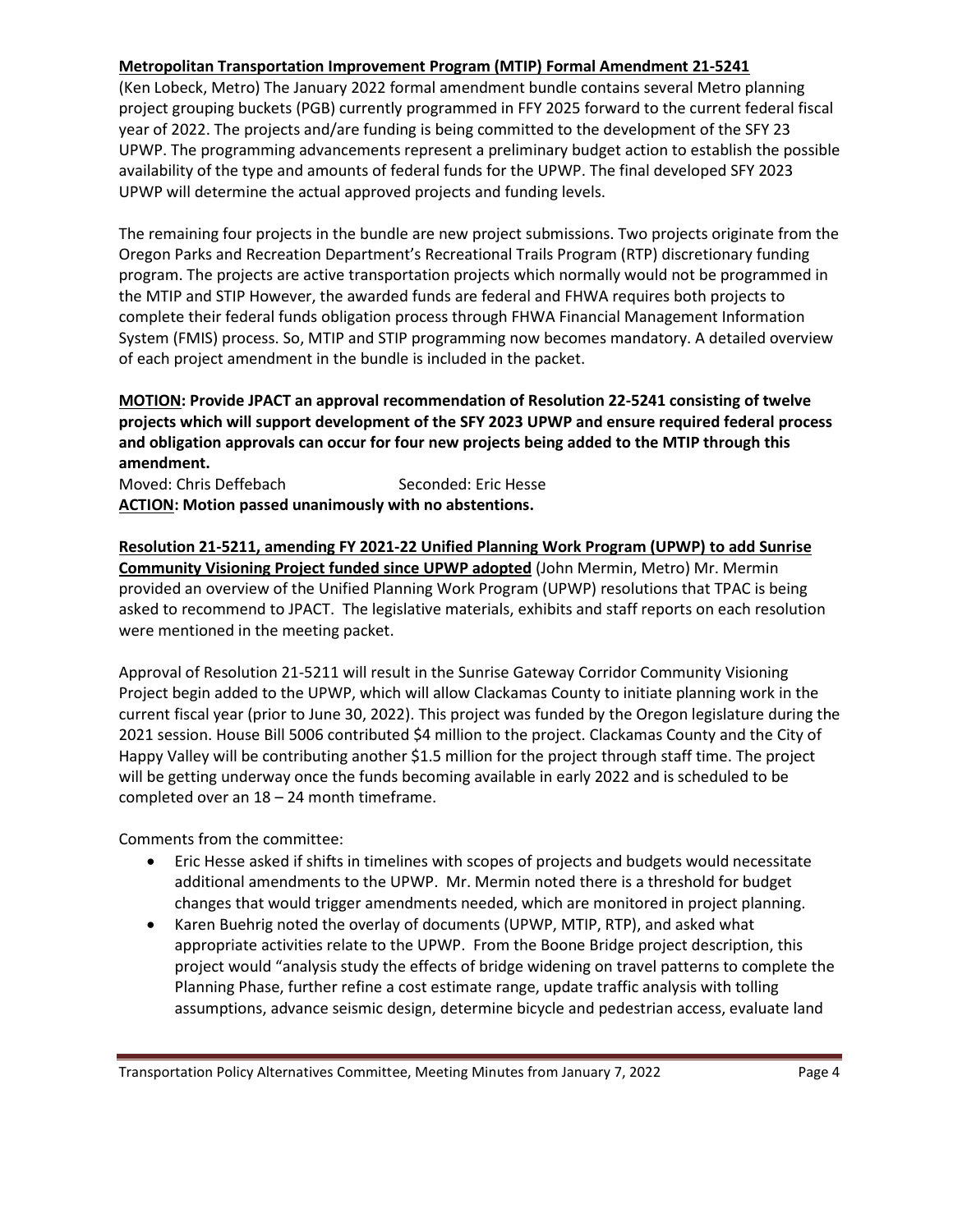**Metropolitan Transportation Improvement Program (MTIP) Formal Amendment 21-5241**
(Ken Lobeck, Metro) The January 2022 formal amendment bundle contains several Metro planning project grouping buckets (PGB) currently programmed in FFY 2025 forward to the current federal fiscal year of 2022. The projects and/are funding is being committed to the development of the SFY 23 UPWP. The programming advancements represent a preliminary budget action to establish the possible availability of the type and amounts of federal funds for the UPWP. The final developed SFY 2023 UPWP will determine the actual approved projects and funding levels.

The remaining four projects in the bundle are new project submissions. Two projects originate from the Oregon Parks and Recreation Department's Recreational Trails Program (RTP) discretionary funding program. The projects are active transportation projects which normally would not be programmed in the MTIP and STIP However, the awarded funds are federal and FHWA requires both projects to complete their federal funds obligation process through FHWA Financial Management Information System (FMIS) process. So, MTIP and STIP programming now becomes mandatory. A detailed overview of each project amendment in the bundle is included in the packet.

**MOTION: Provide JPACT an approval recommendation of Resolution 22-5241 consisting of twelve projects which will support development of the SFY 2023 UPWP and ensure required federal process and obligation approvals can occur for four new projects being added to the MTIP through this amendment.**
Moved: Chris Deffebach Seconded: Eric Hesse
**ACTION: Motion passed unanimously with no abstentions.**

**Resolution 21-5211, amending FY 2021-22 Unified Planning Work Program (UPWP) to add Sunrise Community Visioning Project funded since UPWP adopted** (John Mermin, Metro) Mr. Mermin provided an overview of the Unified Planning Work Program (UPWP) resolutions that TPAC is being asked to recommend to JPACT. The legislative materials, exhibits and staff reports on each resolution were mentioned in the meeting packet.

Approval of Resolution 21-5211 will result in the Sunrise Gateway Corridor Community Visioning Project begin added to the UPWP, which will allow Clackamas County to initiate planning work in the current fiscal year (prior to June 30, 2022). This project was funded by the Oregon legislature during the 2021 session. House Bill 5006 contributed $4 million to the project. Clackamas County and the City of Happy Valley will be contributing another $1.5 million for the project through staff time. The project will be getting underway once the funds becoming available in early 2022 and is scheduled to be completed over an 18 – 24 month timeframe.

Comments from the committee:

- Eric Hesse asked if shifts in timelines with scopes of projects and budgets would necessitate additional amendments to the UPWP. Mr. Mermin noted there is a threshold for budget changes that would trigger amendments needed, which are monitored in project planning.
- Karen Buehrig noted the overlay of documents (UPWP, MTIP, RTP), and asked what appropriate activities relate to the UPWP. From the Boone Bridge project description, this project would "analysis study the effects of bridge widening on travel patterns to complete the Planning Phase, further refine a cost estimate range, update traffic analysis with tolling assumptions, advance seismic design, determine bicycle and pedestrian access, evaluate land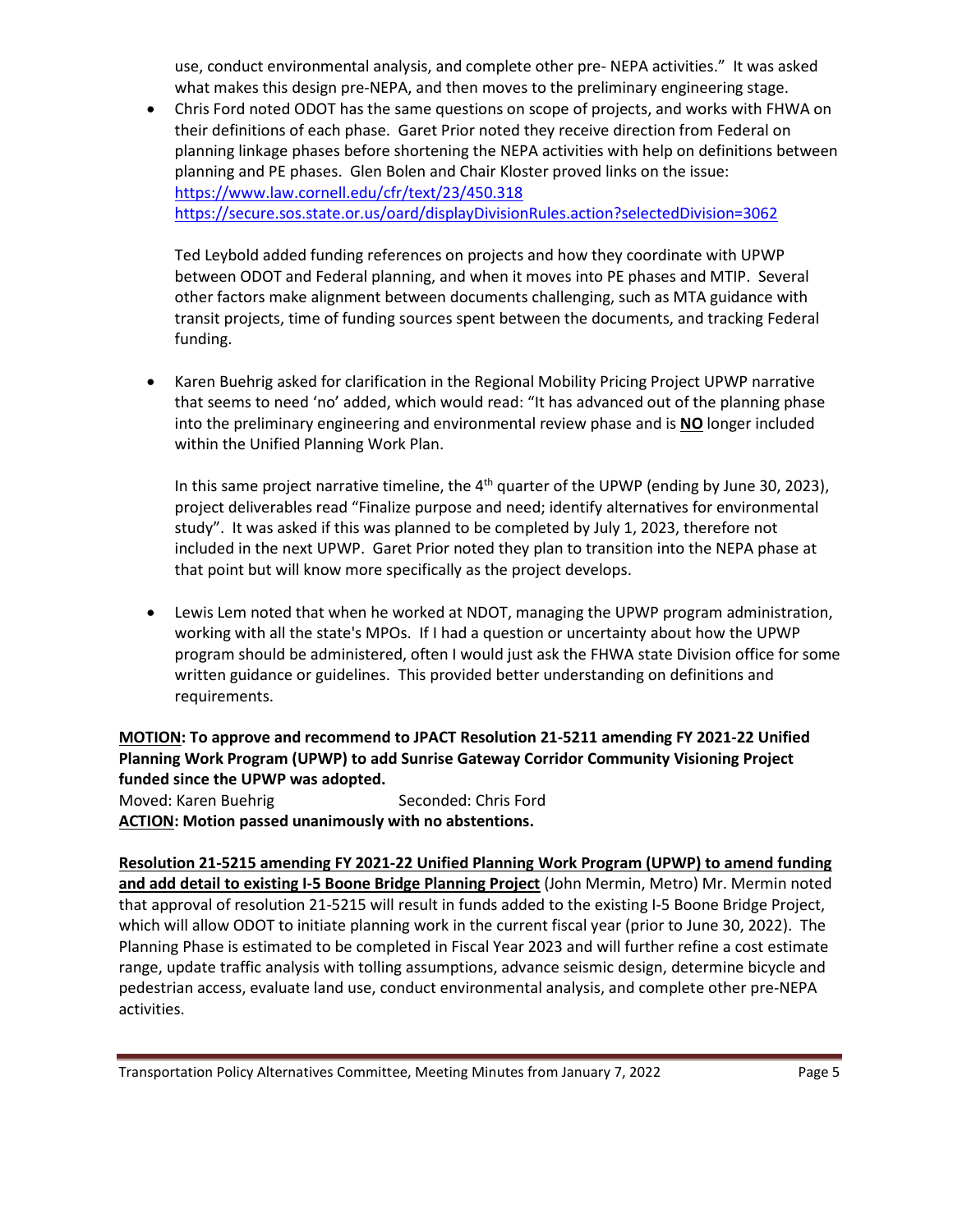use, conduct environmental analysis, and complete other pre- NEPA activities." It was asked what makes this design pre-NEPA, and then moves to the preliminary engineering stage.

- Chris Ford noted ODOT has the same questions on scope of projects, and works with FHWA on their definitions of each phase. Garet Prior noted they receive direction from Federal on planning linkage phases before shortening the NEPA activities with help on definitions between planning and PE phases. Glen Bolen and Chair Kloster proved links on the issue:
  https://www.law.cornell.edu/cfr/text/23/450.318
  https://secure.sos.state.or.us/oard/displayDivisionRules.action?selectedDivision=3062

  Ted Leybold added funding references on projects and how they coordinate with UPWP between ODOT and Federal planning, and when it moves into PE phases and MTIP. Several other factors make alignment between documents challenging, such as MTA guidance with transit projects, time of funding sources spent between the documents, and tracking Federal funding.

- Karen Buehrig asked for clarification in the Regional Mobility Pricing Project UPWP narrative that seems to need 'no' added, which would read: "It has advanced out of the planning phase into the preliminary engineering and environmental review phase and is **NO** longer included within the Unified Planning Work Plan.

  In this same project narrative timeline, the 4th quarter of the UPWP (ending by June 30, 2023), project deliverables read "Finalize purpose and need; identify alternatives for environmental study". It was asked if this was planned to be completed by July 1, 2023, therefore not included in the next UPWP. Garet Prior noted they plan to transition into the NEPA phase at that point but will know more specifically as the project develops.

- Lewis Lem noted that when he worked at NDOT, managing the UPWP program administration, working with all the state's MPOs. If I had a question or uncertainty about how the UPWP program should be administered, often I would just ask the FHWA state Division office for some written guidance or guidelines. This provided better understanding on definitions and requirements.

**MOTION: To approve and recommend to JPACT Resolution 21-5211 amending FY 2021-22 Unified Planning Work Program (UPWP) to add Sunrise Gateway Corridor Community Visioning Project funded since the UPWP was adopted.**

Moved: Karen Buehrig Seconded: Chris Ford

**ACTION: Motion passed unanimously with no abstentions.**

**Resolution 21-5215 amending FY 2021-22 Unified Planning Work Program (UPWP) to amend funding and add detail to existing I-5 Boone Bridge Planning Project** (John Mermin, Metro) Mr. Mermin noted that approval of resolution 21-5215 will result in funds added to the existing I-5 Boone Bridge Project, which will allow ODOT to initiate planning work in the current fiscal year (prior to June 30, 2022). The Planning Phase is estimated to be completed in Fiscal Year 2023 and will further refine a cost estimate range, update traffic analysis with tolling assumptions, advance seismic design, determine bicycle and pedestrian access, evaluate land use, conduct environmental analysis, and complete other pre-NEPA activities.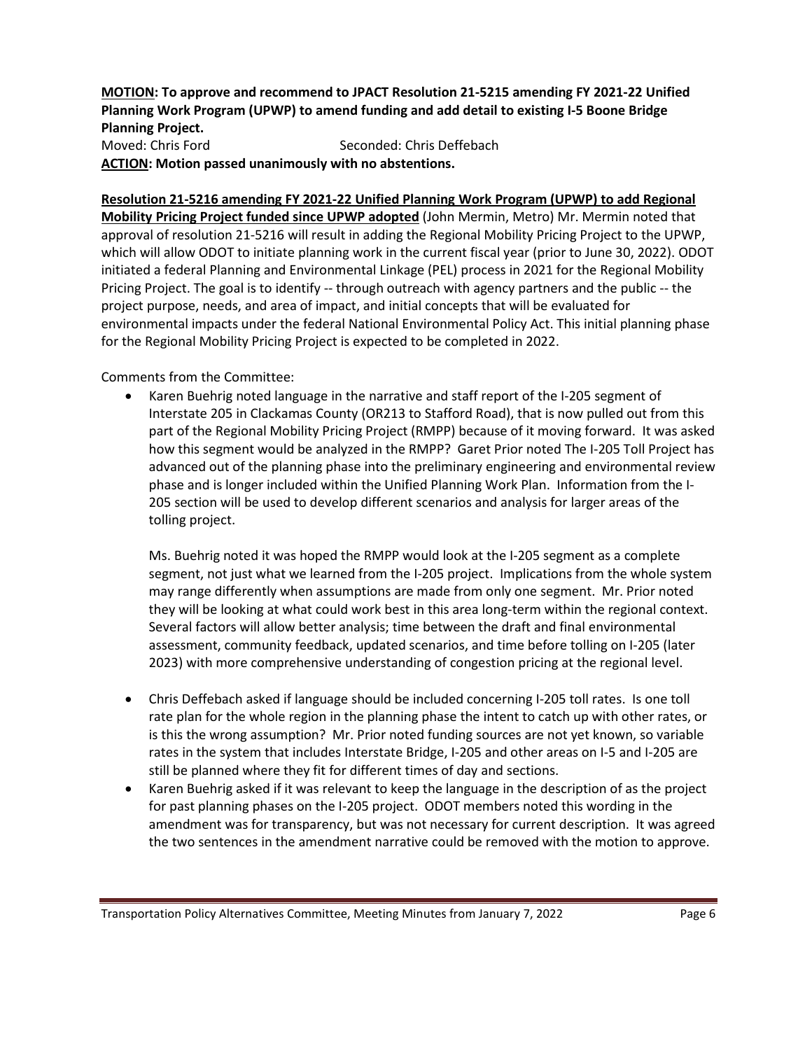**MOTION: To approve and recommend to JPACT Resolution 21-5215 amending FY 2021-22 Unified Planning Work Program (UPWP) to amend funding and add detail to existing I-5 Boone Bridge Planning Project.**

Moved: Chris Ford Seconded: Chris Deffebach

**ACTION: Motion passed unanimously with no abstentions.**

**Resolution 21-5216 amending FY 2021-22 Unified Planning Work Program (UPWP) to add Regional Mobility Pricing Project funded since UPWP adopted** (John Mermin, Metro) Mr. Mermin noted that approval of resolution 21-5216 will result in adding the Regional Mobility Pricing Project to the UPWP, which will allow ODOT to initiate planning work in the current fiscal year (prior to June 30, 2022). ODOT initiated a federal Planning and Environmental Linkage (PEL) process in 2021 for the Regional Mobility Pricing Project. The goal is to identify -- through outreach with agency partners and the public -- the project purpose, needs, and area of impact, and initial concepts that will be evaluated for environmental impacts under the federal National Environmental Policy Act. This initial planning phase for the Regional Mobility Pricing Project is expected to be completed in 2022.

Comments from the Committee:

- Karen Buehrig noted language in the narrative and staff report of the I-205 segment of Interstate 205 in Clackamas County (OR213 to Stafford Road), that is now pulled out from this part of the Regional Mobility Pricing Project (RMPP) because of it moving forward. It was asked how this segment would be analyzed in the RMPP? Garet Prior noted The I-205 Toll Project has advanced out of the planning phase into the preliminary engineering and environmental review phase and is longer included within the Unified Planning Work Plan. Information from the I-205 section will be used to develop different scenarios and analysis for larger areas of the tolling project.

  Ms. Buehrig noted it was hoped the RMPP would look at the I-205 segment as a complete segment, not just what we learned from the I-205 project. Implications from the whole system may range differently when assumptions are made from only one segment. Mr. Prior noted they will be looking at what could work best in this area long-term within the regional context. Several factors will allow better analysis; time between the draft and final environmental assessment, community feedback, updated scenarios, and time before tolling on I-205 (later 2023) with more comprehensive understanding of congestion pricing at the regional level.

- Chris Deffebach asked if language should be included concerning I-205 toll rates. Is one toll rate plan for the whole region in the planning phase the intent to catch up with other rates, or is this the wrong assumption? Mr. Prior noted funding sources are not yet known, so variable rates in the system that includes Interstate Bridge, I-205 and other areas on I-5 and I-205 are still be planned where they fit for different times of day and sections.
- Karen Buehrig asked if it was relevant to keep the language in the description of as the project for past planning phases on the I-205 project. ODOT members noted this wording in the amendment was for transparency, but was not necessary for current description. It was agreed the two sentences in the amendment narrative could be removed with the motion to approve.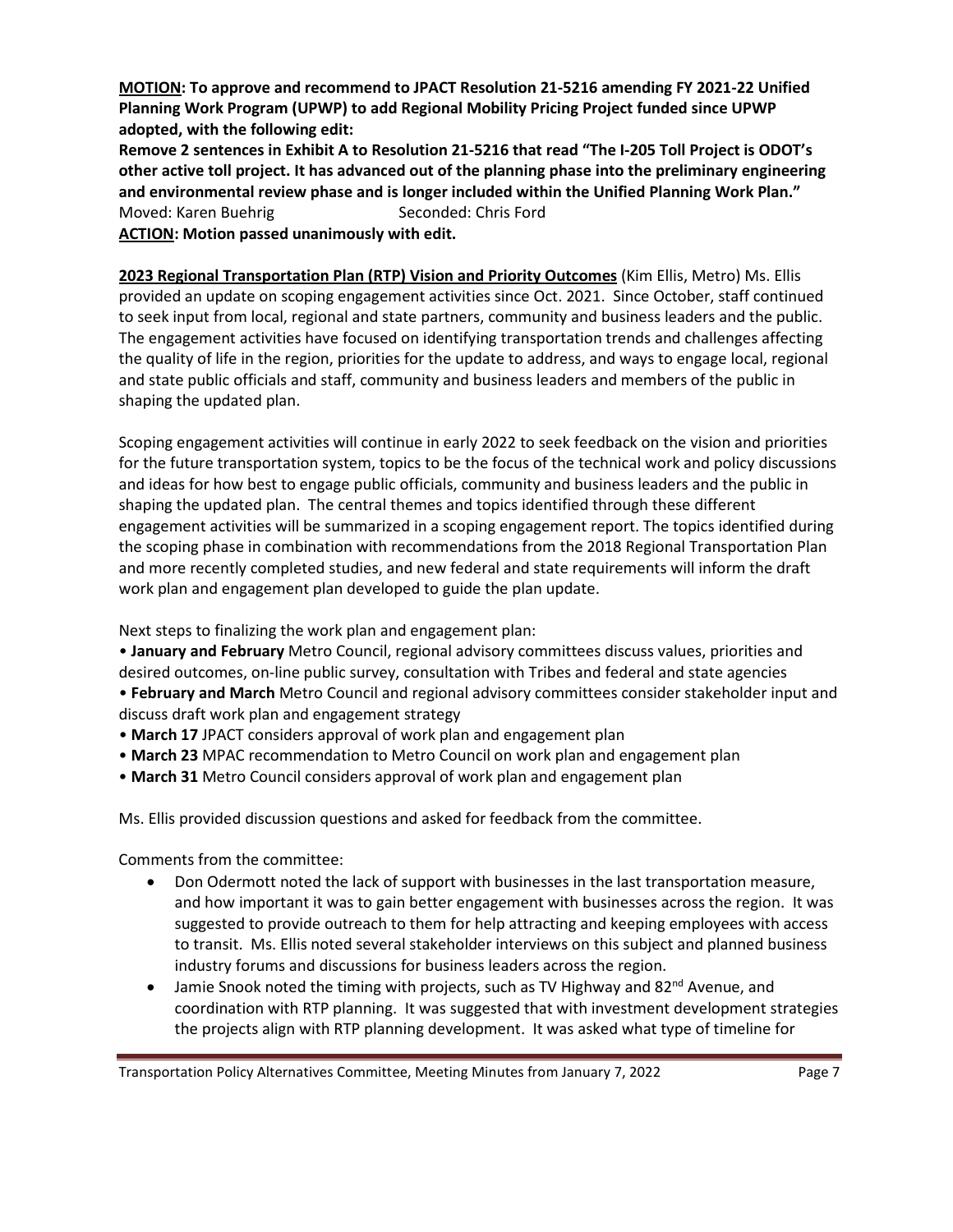**MOTION: To approve and recommend to JPACT Resolution 21-5216 amending FY 2021-22 Unified Planning Work Program (UPWP) to add Regional Mobility Pricing Project funded since UPWP adopted, with the following edit:**

**Remove 2 sentences in Exhibit A to Resolution 21-5216 that read "The I-205 Toll Project is ODOT's other active toll project. It has advanced out of the planning phase into the preliminary engineering and environmental review phase and is longer included within the Unified Planning Work Plan."**

Moved: Karen Buehrig Seconded: Chris Ford

**ACTION: Motion passed unanimously with edit.**

**2023 Regional Transportation Plan (RTP) Vision and Priority Outcomes** (Kim Ellis, Metro) Ms. Ellis provided an update on scoping engagement activities since Oct. 2021. Since October, staff continued to seek input from local, regional and state partners, community and business leaders and the public. The engagement activities have focused on identifying transportation trends and challenges affecting the quality of life in the region, priorities for the update to address, and ways to engage local, regional and state public officials and staff, community and business leaders and members of the public in shaping the updated plan.

Scoping engagement activities will continue in early 2022 to seek feedback on the vision and priorities for the future transportation system, topics to be the focus of the technical work and policy discussions and ideas for how best to engage public officials, community and business leaders and the public in shaping the updated plan. The central themes and topics identified through these different engagement activities will be summarized in a scoping engagement report. The topics identified during the scoping phase in combination with recommendations from the 2018 Regional Transportation Plan and more recently completed studies, and new federal and state requirements will inform the draft work plan and engagement plan developed to guide the plan update.

Next steps to finalizing the work plan and engagement plan:

- **January and February** Metro Council, regional advisory committees discuss values, priorities and desired outcomes, on-line public survey, consultation with Tribes and federal and state agencies
- **February and March** Metro Council and regional advisory committees consider stakeholder input and discuss draft work plan and engagement strategy
- **March 17** JPACT considers approval of work plan and engagement plan
- **March 23** MPAC recommendation to Metro Council on work plan and engagement plan
- **March 31** Metro Council considers approval of work plan and engagement plan

Ms. Ellis provided discussion questions and asked for feedback from the committee.

Comments from the committee:

- Don Odermott noted the lack of support with businesses in the last transportation measure, and how important it was to gain better engagement with businesses across the region. It was suggested to provide outreach to them for help attracting and keeping employees with access to transit. Ms. Ellis noted several stakeholder interviews on this subject and planned business industry forums and discussions for business leaders across the region.
- Jamie Snook noted the timing with projects, such as TV Highway and 82nd Avenue, and coordination with RTP planning. It was suggested that with investment development strategies the projects align with RTP planning development. It was asked what type of timeline for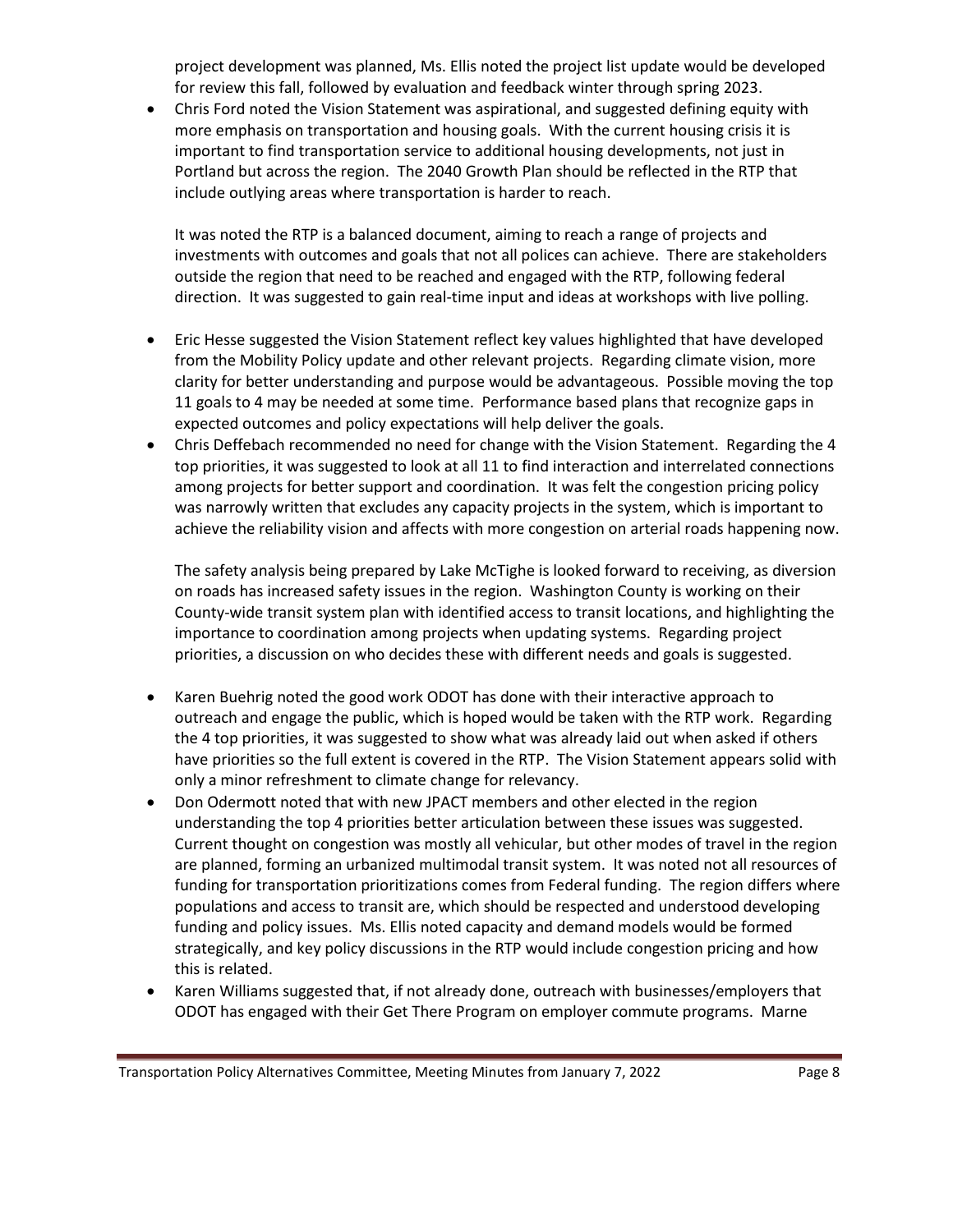project development was planned, Ms. Ellis noted the project list update would be developed for review this fall, followed by evaluation and feedback winter through spring 2023.

- Chris Ford noted the Vision Statement was aspirational, and suggested defining equity with more emphasis on transportation and housing goals. With the current housing crisis it is important to find transportation service to additional housing developments, not just in Portland but across the region. The 2040 Growth Plan should be reflected in the RTP that include outlying areas where transportation is harder to reach.

  It was noted the RTP is a balanced document, aiming to reach a range of projects and investments with outcomes and goals that not all polices can achieve. There are stakeholders outside the region that need to be reached and engaged with the RTP, following federal direction. It was suggested to gain real-time input and ideas at workshops with live polling.

- Eric Hesse suggested the Vision Statement reflect key values highlighted that have developed from the Mobility Policy update and other relevant projects. Regarding climate vision, more clarity for better understanding and purpose would be advantageous. Possible moving the top 11 goals to 4 may be needed at some time. Performance based plans that recognize gaps in expected outcomes and policy expectations will help deliver the goals.
- Chris Deffebach recommended no need for change with the Vision Statement. Regarding the 4 top priorities, it was suggested to look at all 11 to find interaction and interrelated connections among projects for better support and coordination. It was felt the congestion pricing policy was narrowly written that excludes any capacity projects in the system, which is important to achieve the reliability vision and affects with more congestion on arterial roads happening now.

  The safety analysis being prepared by Lake McTighe is looked forward to receiving, as diversion on roads has increased safety issues in the region. Washington County is working on their County-wide transit system plan with identified access to transit locations, and highlighting the importance to coordination among projects when updating systems. Regarding project priorities, a discussion on who decides these with different needs and goals is suggested.

- Karen Buehrig noted the good work ODOT has done with their interactive approach to outreach and engage the public, which is hoped would be taken with the RTP work. Regarding the 4 top priorities, it was suggested to show what was already laid out when asked if others have priorities so the full extent is covered in the RTP. The Vision Statement appears solid with only a minor refreshment to climate change for relevancy.
- Don Odermott noted that with new JPACT members and other elected in the region understanding the top 4 priorities better articulation between these issues was suggested. Current thought on congestion was mostly all vehicular, but other modes of travel in the region are planned, forming an urbanized multimodal transit system. It was noted not all resources of funding for transportation prioritizations comes from Federal funding. The region differs where populations and access to transit are, which should be respected and understood developing funding and policy issues. Ms. Ellis noted capacity and demand models would be formed strategically, and key policy discussions in the RTP would include congestion pricing and how this is related.
- Karen Williams suggested that, if not already done, outreach with businesses/employers that ODOT has engaged with their Get There Program on employer commute programs. Marne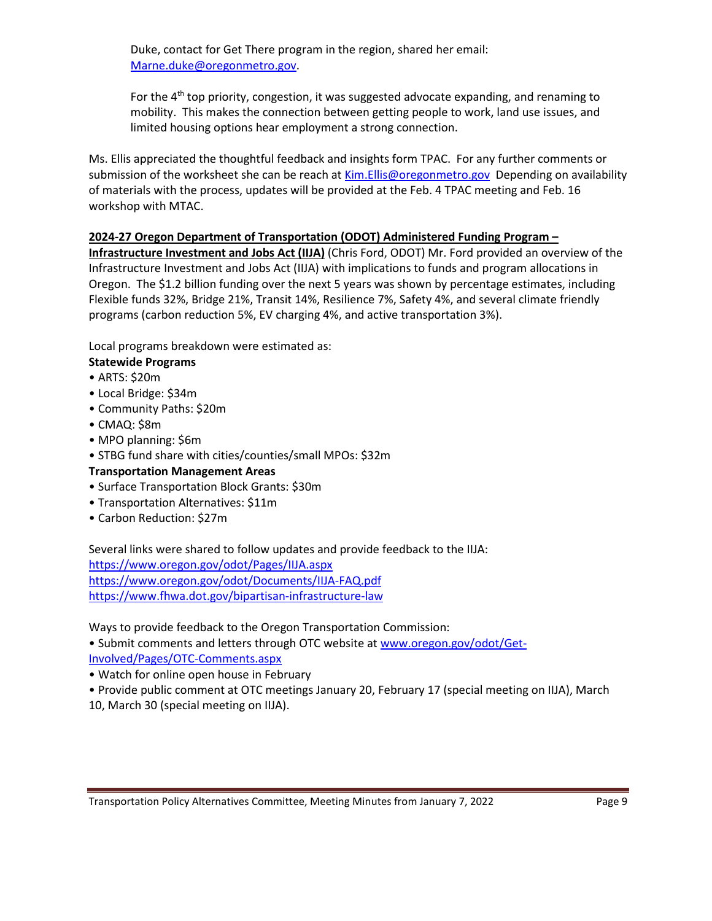Duke, contact for Get There program in the region, shared her email: Marne.duke@oregonmetro.gov.

For the 4th top priority, congestion, it was suggested advocate expanding, and renaming to mobility. This makes the connection between getting people to work, land use issues, and limited housing options hear employment a strong connection.

Ms. Ellis appreciated the thoughtful feedback and insights form TPAC. For any further comments or submission of the worksheet she can be reach at Kim.Ellis@oregonmetro.gov Depending on availability of materials with the process, updates will be provided at the Feb. 4 TPAC meeting and Feb. 16 workshop with MTAC.

**2024-27 Oregon Department of Transportation (ODOT) Administered Funding Program – Infrastructure Investment and Jobs Act (IIJA)** (Chris Ford, ODOT) Mr. Ford provided an overview of the Infrastructure Investment and Jobs Act (IIJA) with implications to funds and program allocations in Oregon. The $1.2 billion funding over the next 5 years was shown by percentage estimates, including Flexible funds 32%, Bridge 21%, Transit 14%, Resilience 7%, Safety 4%, and several climate friendly programs (carbon reduction 5%, EV charging 4%, and active transportation 3%).

Local programs breakdown were estimated as:

**Statewide Programs**
- ARTS: $20m
- Local Bridge: $34m
- Community Paths: $20m
- CMAQ: $8m
- MPO planning: $6m
- STBG fund share with cities/counties/small MPOs: $32m

**Transportation Management Areas**
- Surface Transportation Block Grants: $30m
- Transportation Alternatives: $11m
- Carbon Reduction: $27m

Several links were shared to follow updates and provide feedback to the IIJA:
https://www.oregon.gov/odot/Pages/IIJA.aspx
https://www.oregon.gov/odot/Documents/IIJA-FAQ.pdf
https://www.fhwa.dot.gov/bipartisan-infrastructure-law

Ways to provide feedback to the Oregon Transportation Commission:
- Submit comments and letters through OTC website at www.oregon.gov/odot/Get-Involved/Pages/OTC-Comments.aspx
- Watch for online open house in February
- Provide public comment at OTC meetings January 20, February 17 (special meeting on IIJA), March 10, March 30 (special meeting on IIJA).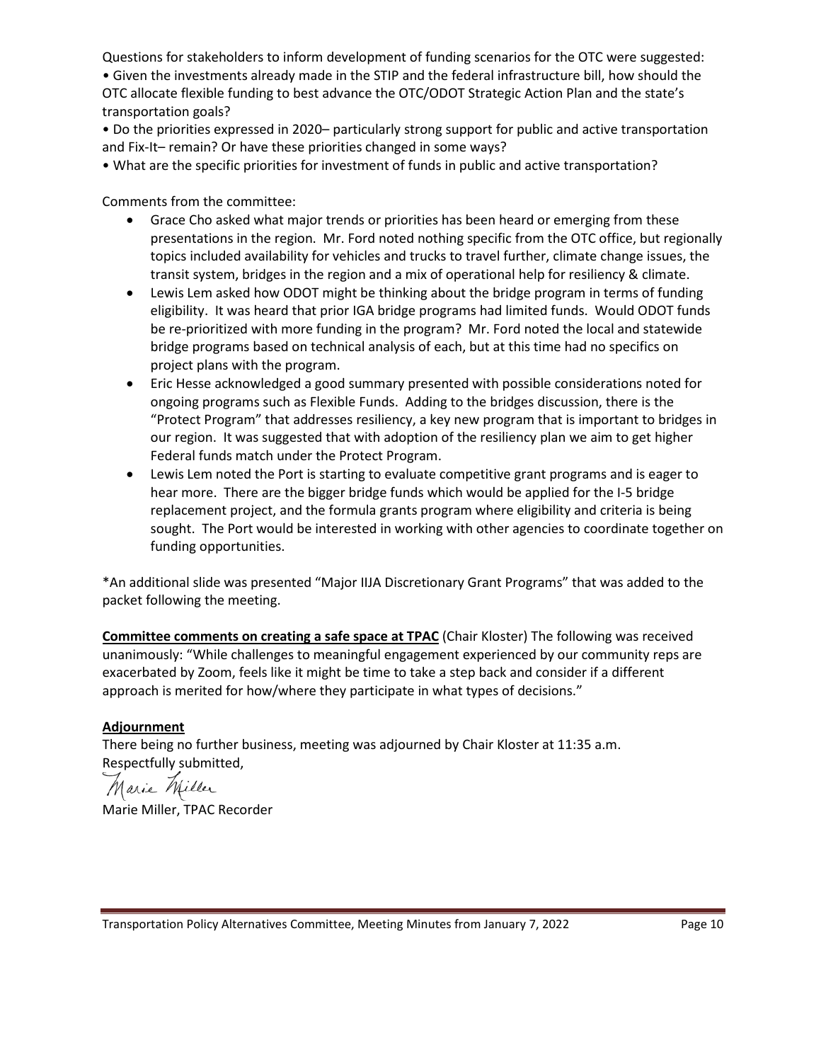Questions for stakeholders to inform development of funding scenarios for the OTC were suggested:
• Given the investments already made in the STIP and the federal infrastructure bill, how should the OTC allocate flexible funding to best advance the OTC/ODOT Strategic Action Plan and the state's transportation goals?
• Do the priorities expressed in 2020– particularly strong support for public and active transportation and Fix-It– remain? Or have these priorities changed in some ways?
• What are the specific priorities for investment of funds in public and active transportation?

Comments from the committee:

- Grace Cho asked what major trends or priorities has been heard or emerging from these presentations in the region. Mr. Ford noted nothing specific from the OTC office, but regionally topics included availability for vehicles and trucks to travel further, climate change issues, the transit system, bridges in the region and a mix of operational help for resiliency & climate.
- Lewis Lem asked how ODOT might be thinking about the bridge program in terms of funding eligibility. It was heard that prior IGA bridge programs had limited funds. Would ODOT funds be re-prioritized with more funding in the program? Mr. Ford noted the local and statewide bridge programs based on technical analysis of each, but at this time had no specifics on project plans with the program.
- Eric Hesse acknowledged a good summary presented with possible considerations noted for ongoing programs such as Flexible Funds. Adding to the bridges discussion, there is the "Protect Program" that addresses resiliency, a key new program that is important to bridges in our region. It was suggested that with adoption of the resiliency plan we aim to get higher Federal funds match under the Protect Program.
- Lewis Lem noted the Port is starting to evaluate competitive grant programs and is eager to hear more. There are the bigger bridge funds which would be applied for the I-5 bridge replacement project, and the formula grants program where eligibility and criteria is being sought. The Port would be interested in working with other agencies to coordinate together on funding opportunities.

*An additional slide was presented "Major IIJA Discretionary Grant Programs" that was added to the packet following the meeting.

**Committee comments on creating a safe space at TPAC** (Chair Kloster) The following was received unanimously: "While challenges to meaningful engagement experienced by our community reps are exacerbated by Zoom, feels like it might be time to take a step back and consider if a different approach is merited for how/where they participate in what types of decisions."

**Adjournment**

There being no further business, meeting was adjourned by Chair Kloster at 11:35 a.m.
Respectfully submitted,

Marie Miller

Marie Miller, TPAC Recorder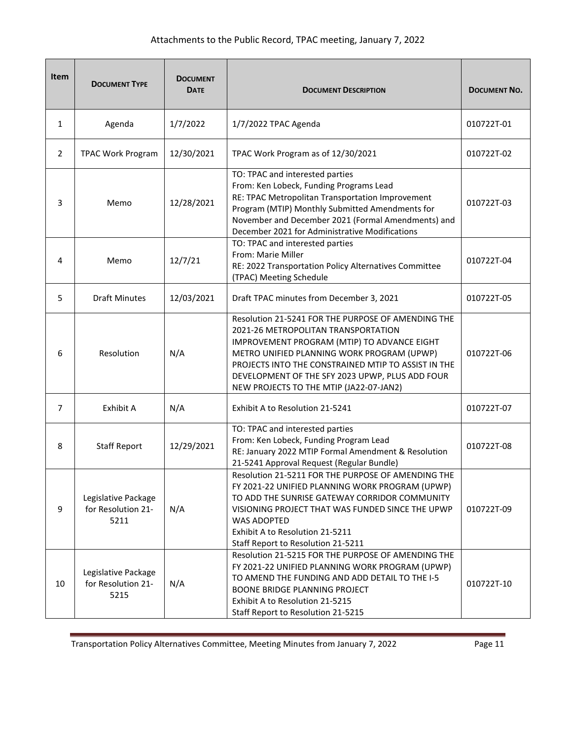Attachments to the Public Record, TPAC meeting, January 7, 2022

| Item | DOCUMENT TYPE | DOCUMENT DATE | DOCUMENT DESCRIPTION | DOCUMENT NO. |
|---|---|---|---|---|
| 1 | Agenda | 1/7/2022 | 1/7/2022 TPAC Agenda | 010722T-01 |
| 2 | TPAC Work Program | 12/30/2021 | TPAC Work Program as of 12/30/2021 | 010722T-02 |
| 3 | Memo | 12/28/2021 | TO: TPAC and interested parties<br>From: Ken Lobeck, Funding Programs Lead<br>RE: TPAC Metropolitan Transportation Improvement Program (MTIP) Monthly Submitted Amendments for November and December 2021 (Formal Amendments) and December 2021 for Administrative Modifications | 010722T-03 |
| 4 | Memo | 12/7/21 | TO: TPAC and interested parties<br>From: Marie Miller<br>RE: 2022 Transportation Policy Alternatives Committee (TPAC) Meeting Schedule | 010722T-04 |
| 5 | Draft Minutes | 12/03/2021 | Draft TPAC minutes from December 3, 2021 | 010722T-05 |
| 6 | Resolution | N/A | Resolution 21-5241 FOR THE PURPOSE OF AMENDING THE 2021-26 METROPOLITAN TRANSPORTATION IMPROVEMENT PROGRAM (MTIP) TO ADVANCE EIGHT METRO UNIFIED PLANNING WORK PROGRAM (UPWP) PROJECTS INTO THE CONSTRAINED MTIP TO ASSIST IN THE DEVELOPMENT OF THE SFY 2023 UPWP, PLUS ADD FOUR NEW PROJECTS TO THE MTIP (JA22-07-JAN2) | 010722T-06 |
| 7 | Exhibit A | N/A | Exhibit A to Resolution 21-5241 | 010722T-07 |
| 8 | Staff Report | 12/29/2021 | TO: TPAC and interested parties<br>From: Ken Lobeck, Funding Program Lead<br>RE: January 2022 MTIP Formal Amendment & Resolution 21-5241 Approval Request (Regular Bundle) | 010722T-08 |
| 9 | Legislative Package for Resolution 21-5211 | N/A | Resolution 21-5211 FOR THE PURPOSE OF AMENDING THE FY 2021-22 UNIFIED PLANNING WORK PROGRAM (UPWP) TO ADD THE SUNRISE GATEWAY CORRIDOR COMMUNITY VISIONING PROJECT THAT WAS FUNDED SINCE THE UPWP WAS ADOPTED<br>Exhibit A to Resolution 21-5211<br>Staff Report to Resolution 21-5211 | 010722T-09 |
| 10 | Legislative Package for Resolution 21-5215 | N/A | Resolution 21-5215 FOR THE PURPOSE OF AMENDING THE FY 2021-22 UNIFIED PLANNING WORK PROGRAM (UPWP) TO AMEND THE FUNDING AND ADD DETAIL TO THE I-5 BOONE BRIDGE PLANNING PROJECT<br>Exhibit A to Resolution 21-5215<br>Staff Report to Resolution 21-5215 | 010722T-10 |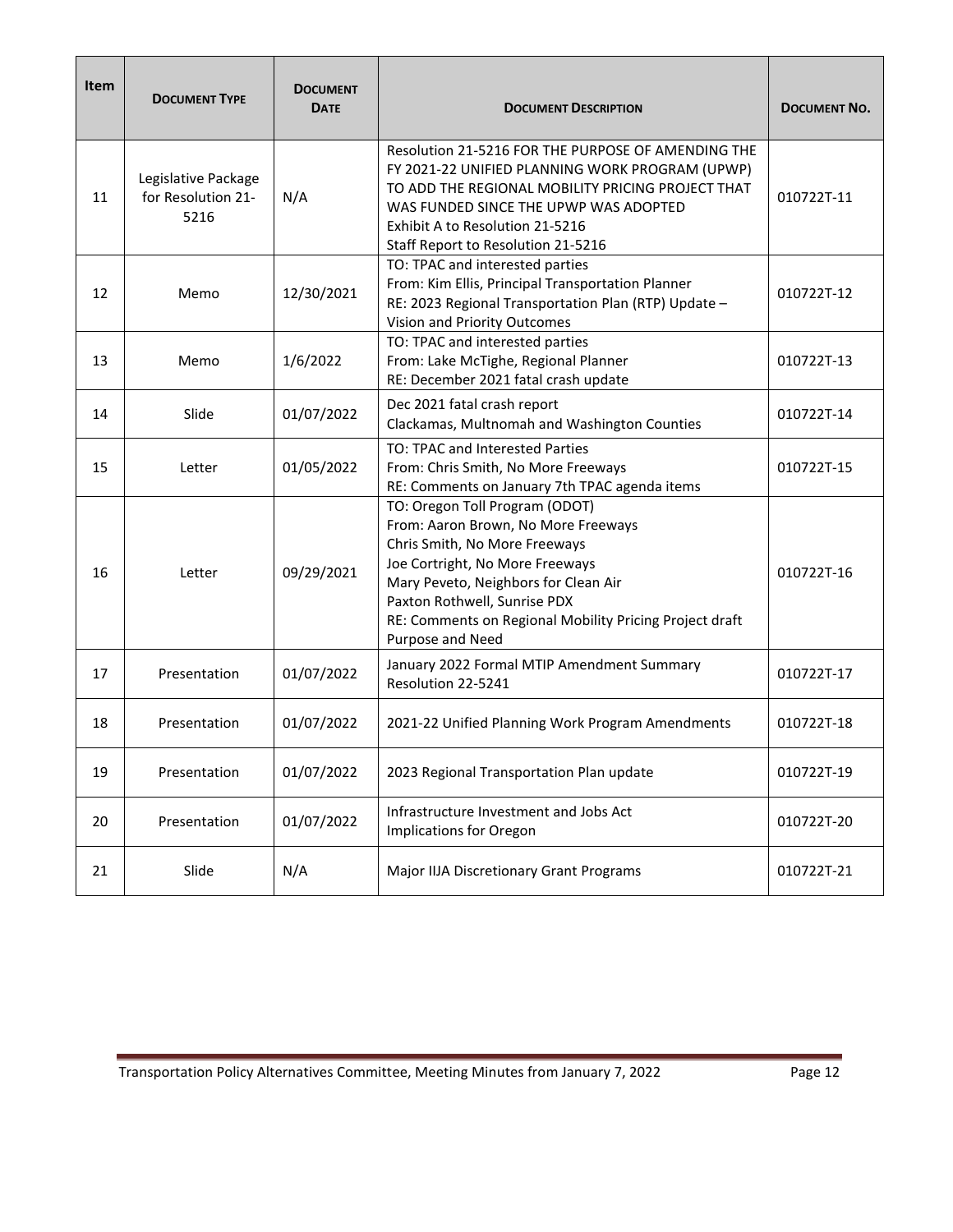| Item | Document Type | Document Date | Document Description | Document No. |
|---|---|---|---|---|
| 11 | Legislative Package for Resolution 21-5216 | N/A | Resolution 21-5216 FOR THE PURPOSE OF AMENDING THE FY 2021-22 UNIFIED PLANNING WORK PROGRAM (UPWP) TO ADD THE REGIONAL MOBILITY PRICING PROJECT THAT WAS FUNDED SINCE THE UPWP WAS ADOPTED<br>Exhibit A to Resolution 21-5216<br>Staff Report to Resolution 21-5216 | 010722T-11 |
| 12 | Memo | 12/30/2021 | TO: TPAC and interested parties<br>From: Kim Ellis, Principal Transportation Planner<br>RE: 2023 Regional Transportation Plan (RTP) Update – Vision and Priority Outcomes | 010722T-12 |
| 13 | Memo | 1/6/2022 | TO: TPAC and interested parties<br>From: Lake McTighe, Regional Planner<br>RE: December 2021 fatal crash update | 010722T-13 |
| 14 | Slide | 01/07/2022 | Dec 2021 fatal crash report<br>Clackamas, Multnomah and Washington Counties | 010722T-14 |
| 15 | Letter | 01/05/2022 | TO: TPAC and Interested Parties<br>From: Chris Smith, No More Freeways<br>RE: Comments on January 7th TPAC agenda items | 010722T-15 |
| 16 | Letter | 09/29/2021 | TO: Oregon Toll Program (ODOT)<br>From: Aaron Brown, No More Freeways<br>Chris Smith, No More Freeways<br>Joe Cortright, No More Freeways<br>Mary Peveto, Neighbors for Clean Air<br>Paxton Rothwell, Sunrise PDX<br>RE: Comments on Regional Mobility Pricing Project draft Purpose and Need | 010722T-16 |
| 17 | Presentation | 01/07/2022 | January 2022 Formal MTIP Amendment Summary<br>Resolution 22-5241 | 010722T-17 |
| 18 | Presentation | 01/07/2022 | 2021-22 Unified Planning Work Program Amendments | 010722T-18 |
| 19 | Presentation | 01/07/2022 | 2023 Regional Transportation Plan update | 010722T-19 |
| 20 | Presentation | 01/07/2022 | Infrastructure Investment and Jobs Act<br>Implications for Oregon | 010722T-20 |
| 21 | Slide | N/A | Major IIJA Discretionary Grant Programs | 010722T-21 |